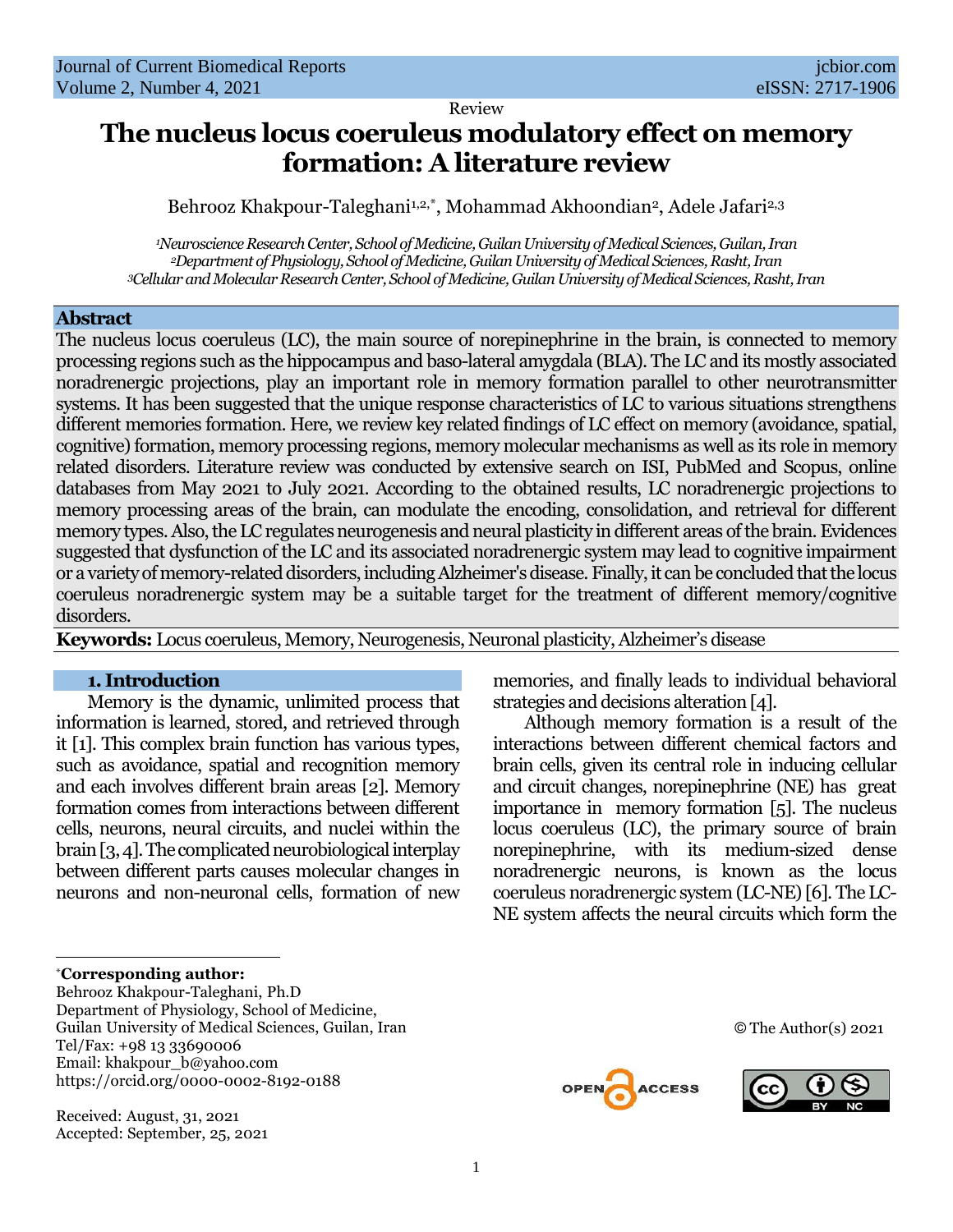Review

# The nucleus locus coeruleus modulatory effect on memory formation: A literature review

Behrooz Khakpour-Taleghani[1,2,*], Mohammad Akhoondian[2], Adele Jafari[2,3]

[1]*Neuroscience Research Center, School of Medicine, Guilan University of Medical Sciences, Guilan, Iran*
[2]*Department of Physiology, School of Medicine, Guilan University of Medical Sciences, Rasht, Iran*
[3]*Cellular and Molecular Research Center, School of Medicine, Guilan University of Medical Sciences, Rasht, Iran*

## Abstract

The nucleus locus coeruleus (LC), the main source of norepinephrine in the brain, is connected to memory processing regions such as the hippocampus and baso-lateral amygdala (BLA). The LC and its mostly associated noradrenergic projections, play an important role in memory formation parallel to other neurotransmitter systems. It has been suggested that the unique response characteristics of LC to various situations strengthens different memories formation. Here, we review key related findings of LC effect on memory (avoidance, spatial, cognitive) formation, memory processing regions, memory molecular mechanisms as well as its role in memory related disorders. Literature review was conducted by extensive search on ISI, PubMed and Scopus, online databases from May 2021 to July 2021. According to the obtained results, LC noradrenergic projections to memory processing areas of the brain, can modulate the encoding, consolidation, and retrieval for different memory types. Also, the LC regulates neurogenesis and neural plasticity in different areas of the brain. Evidences suggested that dysfunction of the LC and its associated noradrenergic system may lead to cognitive impairment or a variety of memory-related disorders, including Alzheimer's disease. Finally, it can be concluded that the locus coeruleus noradrenergic system may be a suitable target for the treatment of different memory/cognitive disorders.

**Keywords:** Locus coeruleus, Memory, Neurogenesis, Neuronal plasticity, Alzheimer's disease

## 1. Introduction

Memory is the dynamic, unlimited process that information is learned, stored, and retrieved through it [1]. This complex brain function has various types, such as avoidance, spatial and recognition memory and each involves different brain areas [2]. Memory formation comes from interactions between different cells, neurons, neural circuits, and nuclei within the brain [3, 4]. The complicated neurobiological interplay between different parts causes molecular changes in neurons and non-neuronal cells, formation of new memories, and finally leads to individual behavioral strategies and decisions alteration [4].

Although memory formation is a result of the interactions between different chemical factors and brain cells, given its central role in inducing cellular and circuit changes, norepinephrine (NE) has great importance in memory formation [5]. The nucleus locus coeruleus (LC), the primary source of brain norepinephrine, with its medium-sized dense noradrenergic neurons, is known as the locus coeruleus noradrenergic system (LC-NE) [6]. The LC-NE system affects the neural circuits which form the

---

[*]**Corresponding author:**
Behrooz Khakpour-Taleghani, Ph.D
Department of Physiology, School of Medicine, Guilan University of Medical Sciences, Guilan, Iran
Tel/Fax: +98 13 33690006
Email: khakpour_b@yahoo.com
https://orcid.org/0000-0002-8192-0188

Received: August, 31, 2021
Accepted: September, 25, 2021

© The Author(s) 2021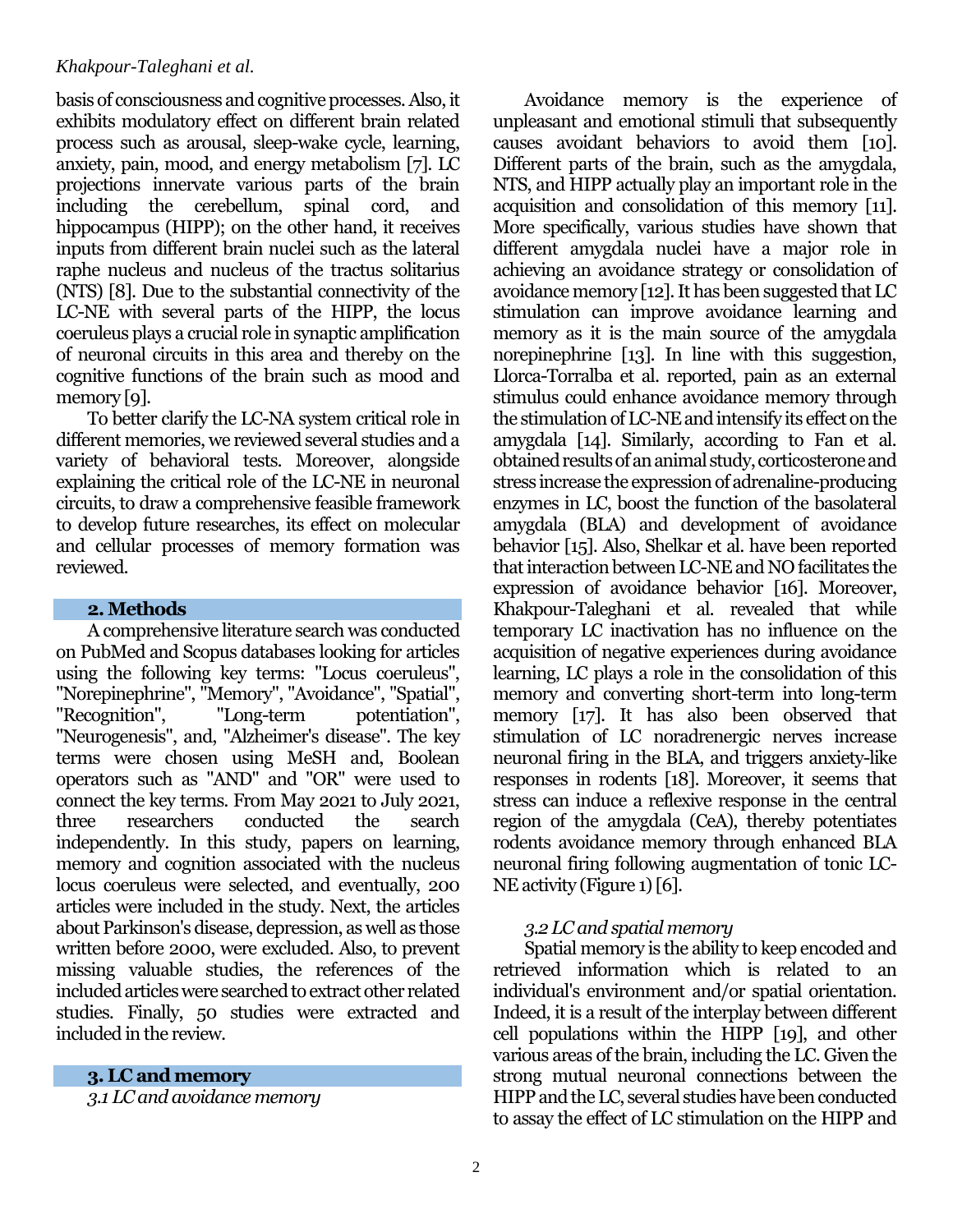basis of consciousness and cognitive processes. Also, it exhibits modulatory effect on different brain related process such as arousal, sleep-wake cycle, learning, anxiety, pain, mood, and energy metabolism [7]. LC projections innervate various parts of the brain including the cerebellum, spinal cord, and hippocampus (HIPP); on the other hand, it receives inputs from different brain nuclei such as the lateral raphe nucleus and nucleus of the tractus solitarius (NTS) [8]. Due to the substantial connectivity of the LC-NE with several parts of the HIPP, the locus coeruleus plays a crucial role in synaptic amplification of neuronal circuits in this area and thereby on the cognitive functions of the brain such as mood and memory [9].

To better clarify the LC-NA system critical role in different memories, we reviewed several studies and a variety of behavioral tests. Moreover, alongside explaining the critical role of the LC-NE in neuronal circuits, to draw a comprehensive feasible framework to develop future researches, its effect on molecular and cellular processes of memory formation was reviewed.

## 2. Methods

A comprehensive literature search was conducted on PubMed and Scopus databases looking for articles using the following key terms: "Locus coeruleus", "Norepinephrine", "Memory", "Avoidance", "Spatial", "Recognition", "Long-term potentiation", "Neurogenesis", and, "Alzheimer's disease". The key terms were chosen using MeSH and, Boolean operators such as "AND" and "OR" were used to connect the key terms. From May 2021 to July 2021, three researchers conducted the search independently. In this study, papers on learning, memory and cognition associated with the nucleus locus coeruleus were selected, and eventually, 200 articles were included in the study. Next, the articles about Parkinson's disease, depression, as well as those written before 2000, were excluded. Also, to prevent missing valuable studies, the references of the included articles were searched to extract other related studies. Finally, 50 studies were extracted and included in the review.

## 3. LC and memory

### *3.1 LC and avoidance memory*

Avoidance memory is the experience of unpleasant and emotional stimuli that subsequently causes avoidant behaviors to avoid them [10]. Different parts of the brain, such as the amygdala, NTS, and HIPP actually play an important role in the acquisition and consolidation of this memory [11]. More specifically, various studies have shown that different amygdala nuclei have a major role in achieving an avoidance strategy or consolidation of avoidance memory [12]. It has been suggested that LC stimulation can improve avoidance learning and memory as it is the main source of the amygdala norepinephrine [13]. In line with this suggestion, Llorca-Torralba et al. reported, pain as an external stimulus could enhance avoidance memory through the stimulation of LC-NE and intensify its effect on the amygdala [14]. Similarly, according to Fan et al. obtained results of an animal study, corticosterone and stress increase the expression of adrenaline-producing enzymes in LC, boost the function of the basolateral amygdala (BLA) and development of avoidance behavior [15]. Also, Shelkar et al. have been reported that interaction between LC-NE and NO facilitates the expression of avoidance behavior [16]. Moreover, Khakpour-Taleghani et al. revealed that while temporary LC inactivation has no influence on the acquisition of negative experiences during avoidance learning, LC plays a role in the consolidation of this memory and converting short-term into long-term memory [17]. It has also been observed that stimulation of LC noradrenergic nerves increase neuronal firing in the BLA, and triggers anxiety-like responses in rodents [18]. Moreover, it seems that stress can induce a reflexive response in the central region of the amygdala (CeA), thereby potentiates rodents avoidance memory through enhanced BLA neuronal firing following augmentation of tonic LC-NE activity (Figure 1) [6].

### *3.2 LC and spatial memory*

Spatial memory is the ability to keep encoded and retrieved information which is related to an individual's environment and/or spatial orientation. Indeed, it is a result of the interplay between different cell populations within the HIPP [19], and other various areas of the brain, including the LC. Given the strong mutual neuronal connections between the HIPP and the LC, several studies have been conducted to assay the effect of LC stimulation on the HIPP and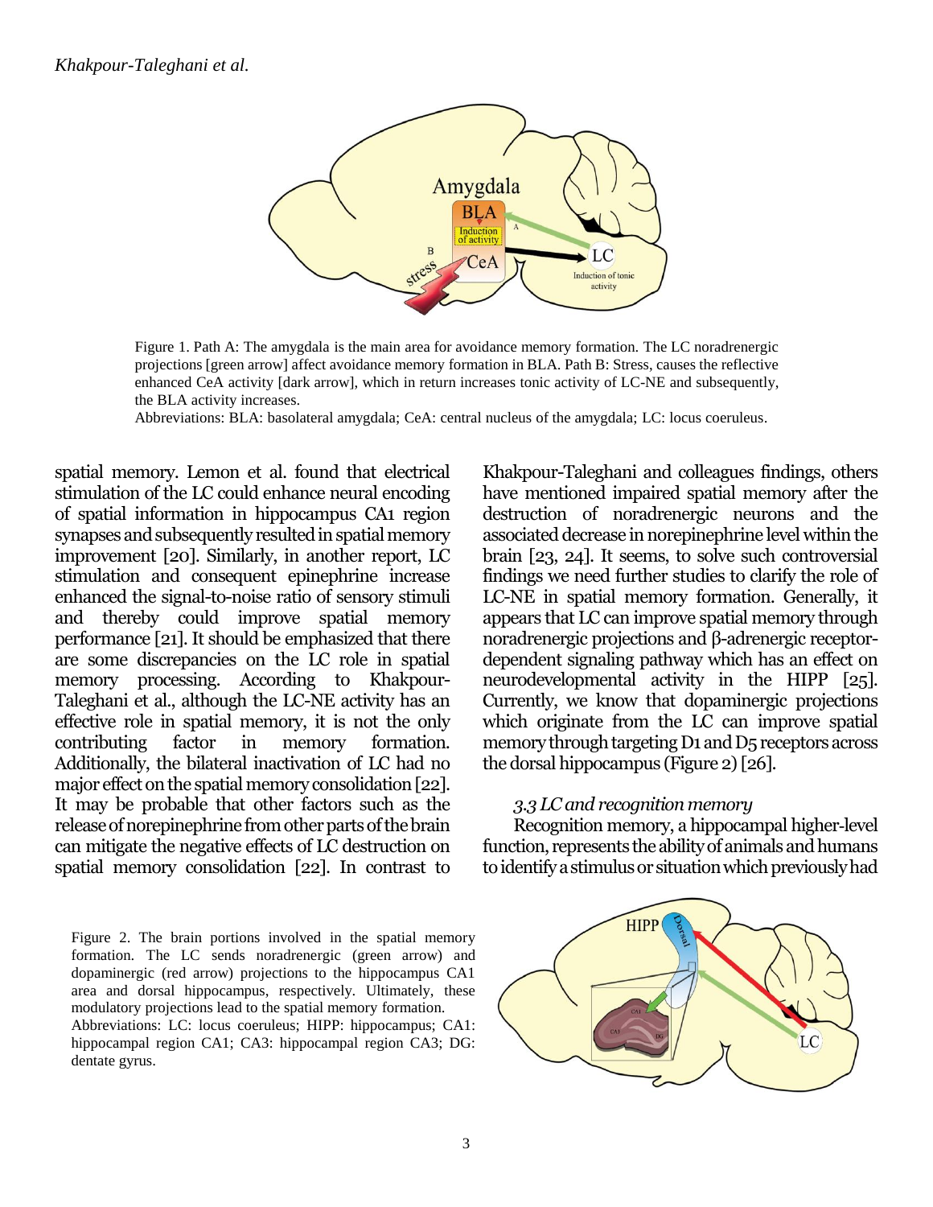Figure 1. Path A: The amygdala is the main area for avoidance memory formation. The LC noradrenergic projections [green arrow] affect avoidance memory formation in BLA. Path B: Stress, causes the reflective enhanced CeA activity [dark arrow], which in return increases tonic activity of LC-NE and subsequently, the BLA activity increases.

Abbreviations: BLA: basolateral amygdala; CeA: central nucleus of the amygdala; LC: locus coeruleus.

spatial memory. Lemon et al. found that electrical stimulation of the LC could enhance neural encoding of spatial information in hippocampus CA1 region synapses and subsequently resulted in spatial memory improvement [20]. Similarly, in another report, LC stimulation and consequent epinephrine increase enhanced the signal-to-noise ratio of sensory stimuli and thereby could improve spatial memory performance [21]. It should be emphasized that there are some discrepancies on the LC role in spatial memory processing. According to Khakpour-Taleghani et al., although the LC-NE activity has an effective role in spatial memory, it is not the only contributing factor in memory formation. Additionally, the bilateral inactivation of LC had no major effect on the spatial memory consolidation [22]. It may be probable that other factors such as the release of norepinephrine from other parts of the brain can mitigate the negative effects of LC destruction on spatial memory consolidation [22]. In contrast to Khakpour-Taleghani and colleagues findings, others have mentioned impaired spatial memory after the destruction of noradrenergic neurons and the associated decrease in norepinephrine level within the brain [23, 24]. It seems, to solve such controversial findings we need further studies to clarify the role of LC-NE in spatial memory formation. Generally, it appears that LC can improve spatial memory through noradrenergic projections and β-adrenergic receptor-dependent signaling pathway which has an effect on neurodevelopmental activity in the HIPP [25]. Currently, we know that dopaminergic projections which originate from the LC can improve spatial memory through targeting D1 and D5 receptors across the dorsal hippocampus (Figure 2) [26].

### *3.3 LC and recognition memory*

Recognition memory, a hippocampal higher-level function, represents the ability of animals and humans to identify a stimulus or situation which previously had

Figure 2. The brain portions involved in the spatial memory formation. The LC sends noradrenergic (green arrow) and dopaminergic (red arrow) projections to the hippocampus CA1 area and dorsal hippocampus, respectively. Ultimately, these modulatory projections lead to the spatial memory formation.

Abbreviations: LC: locus coeruleus; HIPP: hippocampus; CA1: hippocampal region CA1; CA3: hippocampal region CA3; DG: dentate gyrus.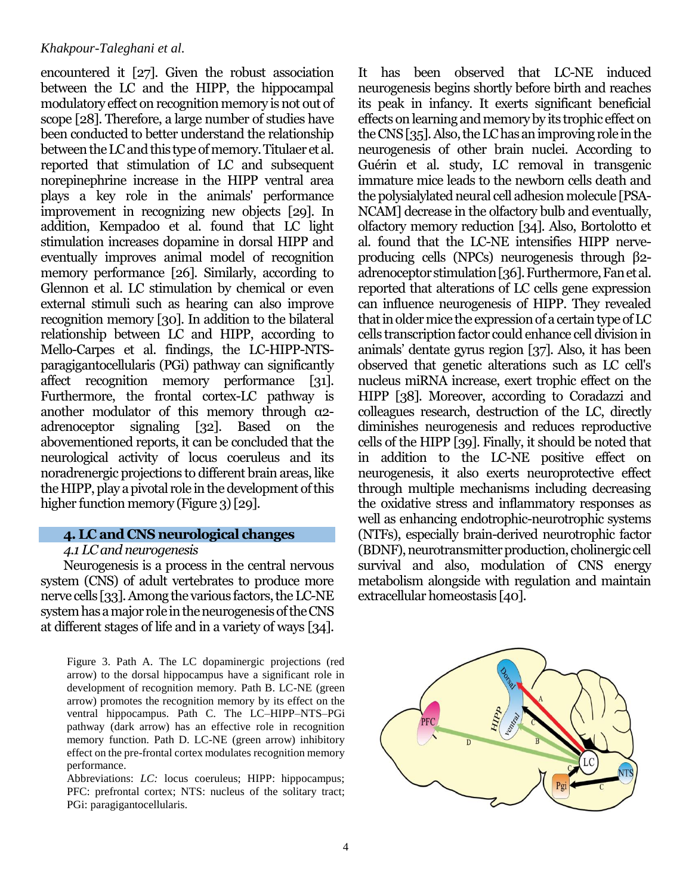encountered it [27]. Given the robust association between the LC and the HIPP, the hippocampal modulatory effect on recognition memory is not out of scope [28]. Therefore, a large number of studies have been conducted to better understand the relationship between the LC and this type of memory. Titulaer et al. reported that stimulation of LC and subsequent norepinephrine increase in the HIPP ventral area plays a key role in the animals' performance improvement in recognizing new objects [29]. In addition, Kempadoo et al. found that LC light stimulation increases dopamine in dorsal HIPP and eventually improves animal model of recognition memory performance [26]. Similarly, according to Glennon et al. LC stimulation by chemical or even external stimuli such as hearing can also improve recognition memory [30]. In addition to the bilateral relationship between LC and HIPP, according to Mello-Carpes et al. findings, the LC-HIPP-NTS-paragigantocellularis (PGi) pathway can significantly affect recognition memory performance [31]. Furthermore, the frontal cortex-LC pathway is another modulator of this memory through α2-adrenoceptor signaling [32]. Based on the abovementioned reports, it can be concluded that the neurological activity of locus coeruleus and its noradrenergic projections to different brain areas, like the HIPP, play a pivotal role in the development of this higher function memory (Figure 3) [29].

## 4. LC and CNS neurological changes

### *4.1 LC and neurogenesis*

Neurogenesis is a process in the central nervous system (CNS) of adult vertebrates to produce more nerve cells [33]. Among the various factors, the LC-NE system has a major role in the neurogenesis of the CNS at different stages of life and in a variety of ways [34]. It has been observed that LC-NE induced neurogenesis begins shortly before birth and reaches its peak in infancy. It exerts significant beneficial effects on learning and memory by its trophic effect on the CNS [35]. Also, the LC has an improving role in the neurogenesis of other brain nuclei. According to Guérin et al. study, LC removal in transgenic immature mice leads to the newborn cells death and the polysialylated neural cell adhesion molecule [PSA-NCAM] decrease in the olfactory bulb and eventually, olfactory memory reduction [34]. Also, Bortolotto et al. found that the LC-NE intensifies HIPP nerve-producing cells (NPCs) neurogenesis through β2-adrenoceptor stimulation [36]. Furthermore, Fan et al. reported that alterations of LC cells gene expression can influence neurogenesis of HIPP. They revealed that in older mice the expression of a certain type of LC cells transcription factor could enhance cell division in animals' dentate gyrus region [37]. Also, it has been observed that genetic alterations such as LC cell's nucleus miRNA increase, exert trophic effect on the HIPP [38]. Moreover, according to Coradazzi and colleagues research, destruction of the LC, directly diminishes neurogenesis and reduces reproductive cells of the HIPP [39]. Finally, it should be noted that in addition to the LC-NE positive effect on neurogenesis, it also exerts neuroprotective effect through multiple mechanisms including decreasing the oxidative stress and inflammatory responses as well as enhancing endotrophic-neurotrophic systems (NTFs), especially brain-derived neurotrophic factor (BDNF), neurotransmitter production, cholinergic cell survival and also, modulation of CNS energy metabolism alongside with regulation and maintain extracellular homeostasis [40].

Figure 3. Path A. The LC dopaminergic projections (red arrow) to the dorsal hippocampus have a significant role in development of recognition memory. Path B. LC-NE (green arrow) promotes the recognition memory by its effect on the ventral hippocampus. Path C. The LC–HIPP–NTS–PGi pathway (dark arrow) has an effective role in recognition memory function. Path D. LC-NE (green arrow) inhibitory effect on the pre-frontal cortex modulates recognition memory performance.

Abbreviations: *LC:* locus coeruleus; HIPP: hippocampus; PFC: prefrontal cortex; NTS: nucleus of the solitary tract; PGi: paragigantocellularis.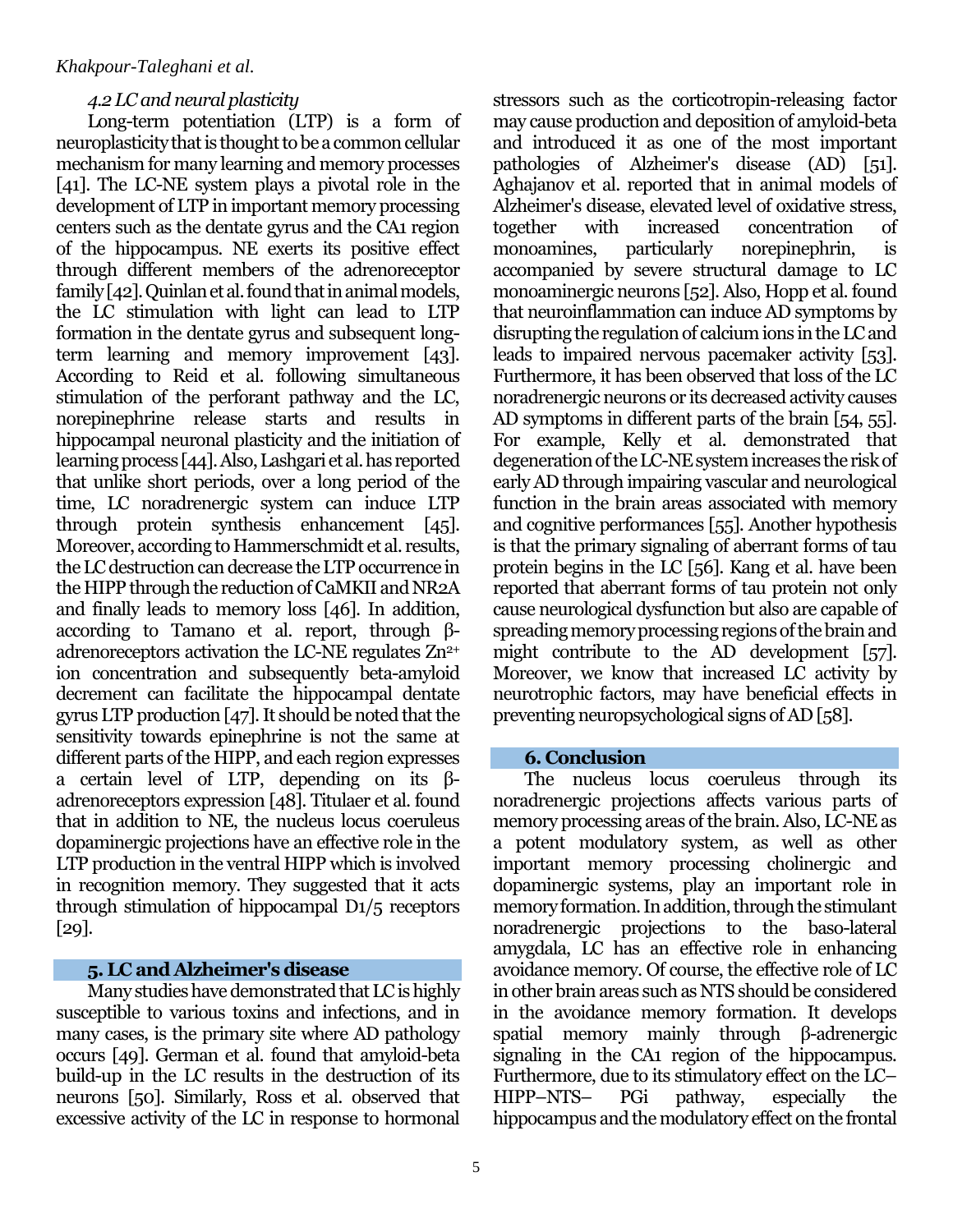### *4.2 LC and neural plasticity*

Long-term potentiation (LTP) is a form of neuroplasticity that is thought to be a common cellular mechanism for many learning and memory processes [41]. The LC-NE system plays a pivotal role in the development of LTP in important memory processing centers such as the dentate gyrus and the CA1 region of the hippocampus. NE exerts its positive effect through different members of the adrenoreceptor family [42]. Quinlan et al. found that in animal models, the LC stimulation with light can lead to LTP formation in the dentate gyrus and subsequent long-term learning and memory improvement [43]. According to Reid et al. following simultaneous stimulation of the perforant pathway and the LC, norepinephrine release starts and results in hippocampal neuronal plasticity and the initiation of learning process [44]. Also, Lashgari et al. has reported that unlike short periods, over a long period of the time, LC noradrenergic system can induce LTP through protein synthesis enhancement [45]. Moreover, according to Hammerschmidt et al. results, the LC destruction can decrease the LTP occurrence in the HIPP through the reduction of CaMKII and NR2A and finally leads to memory loss [46]. In addition, according to Tamano et al. report, through β-adrenoreceptors activation the LC-NE regulates $Zn^{2+}$ ion concentration and subsequently beta-amyloid decrement can facilitate the hippocampal dentate gyrus LTP production [47]. It should be noted that the sensitivity towards epinephrine is not the same at different parts of the HIPP, and each region expresses a certain level of LTP, depending on its β-adrenoreceptors expression [48]. Titulaer et al. found that in addition to NE, the nucleus locus coeruleus dopaminergic projections have an effective role in the LTP production in the ventral HIPP which is involved in recognition memory. They suggested that it acts through stimulation of hippocampal D1/5 receptors [29].

## 5. LC and Alzheimer's disease

Many studies have demonstrated that LC is highly susceptible to various toxins and infections, and in many cases, is the primary site where AD pathology occurs [49]. German et al. found that amyloid-beta build-up in the LC results in the destruction of its neurons [50]. Similarly, Ross et al. observed that excessive activity of the LC in response to hormonal stressors such as the corticotropin-releasing factor may cause production and deposition of amyloid-beta and introduced it as one of the most important pathologies of Alzheimer's disease (AD) [51]. Aghajanov et al. reported that in animal models of Alzheimer's disease, elevated level of oxidative stress, together with increased concentration of monoamines, particularly norepinephrin, is accompanied by severe structural damage to LC monoaminergic neurons [52]. Also, Hopp et al. found that neuroinflammation can induce AD symptoms by disrupting the regulation of calcium ions in the LC and leads to impaired nervous pacemaker activity [53]. Furthermore, it has been observed that loss of the LC noradrenergic neurons or its decreased activity causes AD symptoms in different parts of the brain [54, 55]. For example, Kelly et al. demonstrated that degeneration of the LC-NE system increases the risk of early AD through impairing vascular and neurological function in the brain areas associated with memory and cognitive performances [55]. Another hypothesis is that the primary signaling of aberrant forms of tau protein begins in the LC [56]. Kang et al. have been reported that aberrant forms of tau protein not only cause neurological dysfunction but also are capable of spreading memory processing regions of the brain and might contribute to the AD development [57]. Moreover, we know that increased LC activity by neurotrophic factors, may have beneficial effects in preventing neuropsychological signs of AD [58].

## 6. Conclusion

The nucleus locus coeruleus through its noradrenergic projections affects various parts of memory processing areas of the brain. Also, LC-NE as a potent modulatory system, as well as other important memory processing cholinergic and dopaminergic systems, play an important role in memory formation. In addition, through the stimulant noradrenergic projections to the baso-lateral amygdala, LC has an effective role in enhancing avoidance memory. Of course, the effective role of LC in other brain areas such as NTS should be considered in the avoidance memory formation. It develops spatial memory mainly through β-adrenergic signaling in the CA1 region of the hippocampus. Furthermore, due to its stimulatory effect on the LC–HIPP–NTS– PGi pathway, especially the hippocampus and the modulatory effect on the frontal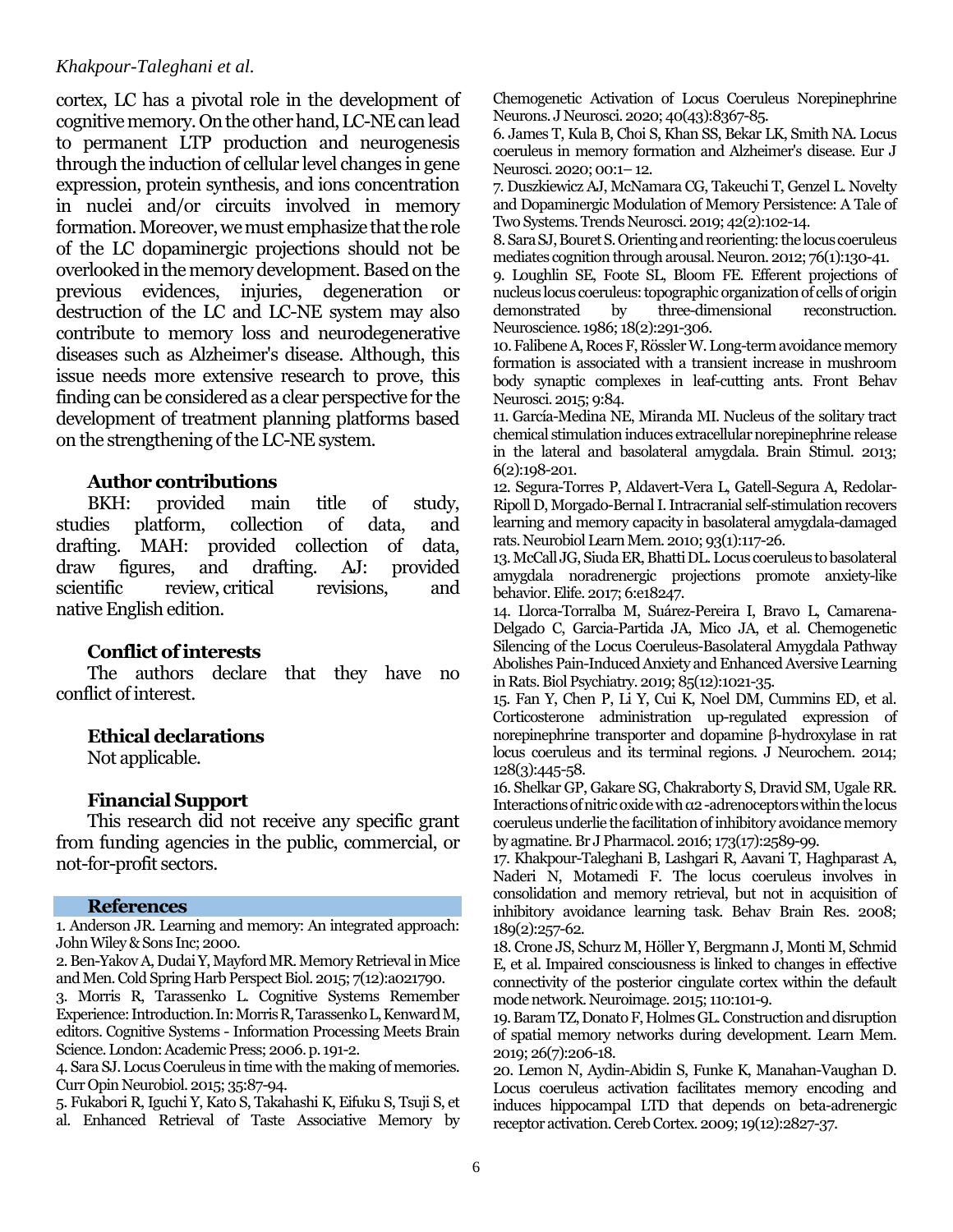cortex, LC has a pivotal role in the development of cognitive memory. On the other hand, LC-NE can lead to permanent LTP production and neurogenesis through the induction of cellular level changes in gene expression, protein synthesis, and ions concentration in nuclei and/or circuits involved in memory formation. Moreover, we must emphasize that the role of the LC dopaminergic projections should not be overlooked in the memory development. Based on the previous evidences, injuries, degeneration or destruction of the LC and LC-NE system may also contribute to memory loss and neurodegenerative diseases such as Alzheimer's disease. Although, this issue needs more extensive research to prove, this finding can be considered as a clear perspective for the development of treatment planning platforms based on the strengthening of the LC-NE system.

## Author contributions

BKH: provided main title of study, studies platform, collection of data, and drafting. MAH: provided collection of data, draw figures, and drafting. AJ: provided scientific review, critical revisions, and native English edition.

## Conflict of interests

The authors declare that they have no conflict of interest.

## Ethical declarations

Not applicable.

## Financial Support

This research did not receive any specific grant from funding agencies in the public, commercial, or not-for-profit sectors.

## References

1. Anderson JR. Learning and memory: An integrated approach: John Wiley & Sons Inc; 2000.
2. Ben-Yakov A, Dudai Y, Mayford MR. Memory Retrieval in Mice and Men. Cold Spring Harb Perspect Biol. 2015; 7(12):a021790.
3. Morris R, Tarassenko L. Cognitive Systems Remember Experience: Introduction. In: Morris R, Tarassenko L, Kenward M, editors. Cognitive Systems - Information Processing Meets Brain Science. London: Academic Press; 2006. p. 191-2.
4. Sara SJ. Locus Coeruleus in time with the making of memories. Curr Opin Neurobiol. 2015; 35:87-94.
5. Fukabori R, Iguchi Y, Kato S, Takahashi K, Eifuku S, Tsuji S, et al. Enhanced Retrieval of Taste Associative Memory by Chemogenetic Activation of Locus Coeruleus Norepinephrine Neurons. J Neurosci. 2020; 40(43):8367-85.
6. James T, Kula B, Choi S, Khan SS, Bekar LK, Smith NA. Locus coeruleus in memory formation and Alzheimer's disease. Eur J Neurosci. 2020; 00:1– 12.
7. Duszkiewicz AJ, McNamara CG, Takeuchi T, Genzel L. Novelty and Dopaminergic Modulation of Memory Persistence: A Tale of Two Systems. Trends Neurosci. 2019; 42(2):102-14.
8. Sara SJ, Bouret S. Orienting and reorienting: the locus coeruleus mediates cognition through arousal. Neuron. 2012; 76(1):130-41.
9. Loughlin SE, Foote SL, Bloom FE. Efferent projections of nucleus locus coeruleus: topographic organization of cells of origin demonstrated by three-dimensional reconstruction. Neuroscience. 1986; 18(2):291-306.
10. Falibene A, Roces F, Rössler W. Long-term avoidance memory formation is associated with a transient increase in mushroom body synaptic complexes in leaf-cutting ants. Front Behav Neurosci. 2015; 9:84.
11. García-Medina NE, Miranda MI. Nucleus of the solitary tract chemical stimulation induces extracellular norepinephrine release in the lateral and basolateral amygdala. Brain Stimul. 2013; 6(2):198-201.
12. Segura-Torres P, Aldavert-Vera L, Gatell-Segura A, Redolar-Ripoll D, Morgado-Bernal I. Intracranial self-stimulation recovers learning and memory capacity in basolateral amygdala-damaged rats. Neurobiol Learn Mem. 2010; 93(1):117-26.
13. McCall JG, Siuda ER, Bhatti DL. Locus coeruleus to basolateral amygdala noradrenergic projections promote anxiety-like behavior. Elife. 2017; 6:e18247.
14. Llorca-Torralba M, Suárez-Pereira I, Bravo L, Camarena-Delgado C, Garcia-Partida JA, Mico JA, et al. Chemogenetic Silencing of the Locus Coeruleus-Basolateral Amygdala Pathway Abolishes Pain-Induced Anxiety and Enhanced Aversive Learning in Rats. Biol Psychiatry. 2019; 85(12):1021-35.
15. Fan Y, Chen P, Li Y, Cui K, Noel DM, Cummins ED, et al. Corticosterone administration up-regulated expression of norepinephrine transporter and dopamine β-hydroxylase in rat locus coeruleus and its terminal regions. J Neurochem. 2014; 128(3):445-58.
16. Shelkar GP, Gakare SG, Chakraborty S, Dravid SM, Ugale RR. Interactions of nitric oxide with α2-adrenoceptors within the locus coeruleus underlie the facilitation of inhibitory avoidance memory by agmatine. Br J Pharmacol. 2016; 173(17):2589-99.
17. Khakpour-Taleghani B, Lashgari R, Aavani T, Haghparast A, Naderi N, Motamedi F. The locus coeruleus involves in consolidation and memory retrieval, but not in acquisition of inhibitory avoidance learning task. Behav Brain Res. 2008; 189(2):257-62.
18. Crone JS, Schurz M, Höller Y, Bergmann J, Monti M, Schmid E, et al. Impaired consciousness is linked to changes in effective connectivity of the posterior cingulate cortex within the default mode network. Neuroimage. 2015; 110:101-9.
19. Baram TZ, Donato F, Holmes GL. Construction and disruption of spatial memory networks during development. Learn Mem. 2019; 26(7):206-18.
20. Lemon N, Aydin-Abidin S, Funke K, Manahan-Vaughan D. Locus coeruleus activation facilitates memory encoding and induces hippocampal LTD that depends on beta-adrenergic receptor activation. Cereb Cortex. 2009; 19(12):2827-37.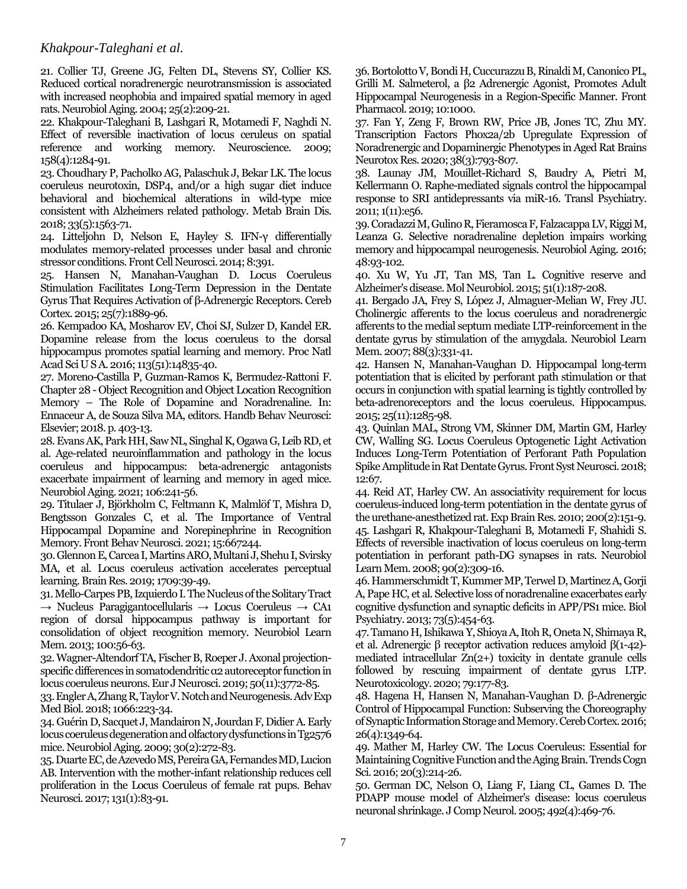21. Collier TJ, Greene JG, Felten DL, Stevens SY, Collier KS. Reduced cortical noradrenergic neurotransmission is associated with increased neophobia and impaired spatial memory in aged rats. Neurobiol Aging. 2004; 25(2):209-21.

22. Khakpour-Taleghani B, Lashgari R, Motamedi F, Naghdi N. Effect of reversible inactivation of locus ceruleus on spatial reference and working memory. Neuroscience. 2009; 158(4):1284-91.

23. Choudhary P, Pacholko AG, Palaschuk J, Bekar LK. The locus coeruleus neurotoxin, DSP4, and/or a high sugar diet induce behavioral and biochemical alterations in wild-type mice consistent with Alzheimers related pathology. Metab Brain Dis. 2018; 33(5):1563-71.

24. Litteljohn D, Nelson E, Hayley S. IFN-γ differentially modulates memory-related processes under basal and chronic stressor conditions. Front Cell Neurosci. 2014; 8:391.

25. Hansen N, Manahan-Vaughan D. Locus Coeruleus Stimulation Facilitates Long-Term Depression in the Dentate Gyrus That Requires Activation of β-Adrenergic Receptors. Cereb Cortex. 2015; 25(7):1889-96.

26. Kempadoo KA, Mosharov EV, Choi SJ, Sulzer D, Kandel ER. Dopamine release from the locus coeruleus to the dorsal hippocampus promotes spatial learning and memory. Proc Natl Acad Sci U S A. 2016; 113(51):14835-40.

27. Moreno-Castilla P, Guzman-Ramos K, Bermudez-Rattoni F. Chapter 28 - Object Recognition and Object Location Recognition Memory – The Role of Dopamine and Noradrenaline. In: Ennaceur A, de Souza Silva MA, editors. Handb Behav Neurosci: Elsevier; 2018. p. 403-13.

28. Evans AK, Park HH, Saw NL, Singhal K, Ogawa G, Leib RD, et al. Age-related neuroinflammation and pathology in the locus coeruleus and hippocampus: beta-adrenergic antagonists exacerbate impairment of learning and memory in aged mice. Neurobiol Aging. 2021; 106:241-56.

29. Titulaer J, Björkholm C, Feltmann K, Malmlöf T, Mishra D, Bengtsson Gonzales C, et al. The Importance of Ventral Hippocampal Dopamine and Norepinephrine in Recognition Memory. Front Behav Neurosci. 2021; 15:667244.

30. Glennon E, Carcea I, Martins ARO, Multani J, Shehu I, Svirsky MA, et al. Locus coeruleus activation accelerates perceptual learning. Brain Res. 2019; 1709:39-49.

31. Mello-Carpes PB, Izquierdo I. The Nucleus of the Solitary Tract → Nucleus Paragigantocellularis → Locus Coeruleus → CA1 region of dorsal hippocampus pathway is important for consolidation of object recognition memory. Neurobiol Learn Mem. 2013; 100:56-63.

32. Wagner-Altendorf TA, Fischer B, Roeper J. Axonal projection-specific differences in somatodendritic α2 autoreceptor function in locus coeruleus neurons. Eur J Neurosci. 2019; 50(11):3772-85.

33. Engler A, Zhang R, Taylor V. Notch and Neurogenesis. Adv Exp Med Biol. 2018; 1066:223-34.

34. Guérin D, Sacquet J, Mandairon N, Jourdan F, Didier A. Early locus coeruleus degeneration and olfactory dysfunctions in Tg2576 mice. Neurobiol Aging. 2009; 30(2):272-83.

35. Duarte EC, de Azevedo MS, Pereira GA, Fernandes MD, Lucion AB. Intervention with the mother-infant relationship reduces cell proliferation in the Locus Coeruleus of female rat pups. Behav Neurosci. 2017; 131(1):83-91.

36. Bortolotto V, Bondi H, Cuccurazzu B, Rinaldi M, Canonico PL, Grilli M. Salmeterol, a β2 Adrenergic Agonist, Promotes Adult Hippocampal Neurogenesis in a Region-Specific Manner. Front Pharmacol. 2019; 10:1000.

37. Fan Y, Zeng F, Brown RW, Price JB, Jones TC, Zhu MY. Transcription Factors Phox2a/2b Upregulate Expression of Noradrenergic and Dopaminergic Phenotypes in Aged Rat Brains Neurotox Res. 2020; 38(3):793-807.

38. Launay JM, Mouillet-Richard S, Baudry A, Pietri M, Kellermann O. Raphe-mediated signals control the hippocampal response to SRI antidepressants via miR-16. Transl Psychiatry. 2011; 1(11):e56.

39. Coradazzi M, Gulino R, Fieramosca F, Falzacappa LV, Riggi M, Leanza G. Selective noradrenaline depletion impairs working memory and hippocampal neurogenesis. Neurobiol Aging. 2016; 48:93-102.

40. Xu W, Yu JT, Tan MS, Tan L. Cognitive reserve and Alzheimer's disease. Mol Neurobiol. 2015; 51(1):187-208.

41. Bergado JA, Frey S, López J, Almaguer-Melian W, Frey JU. Cholinergic afferents to the locus coeruleus and noradrenergic afferents to the medial septum mediate LTP-reinforcement in the dentate gyrus by stimulation of the amygdala. Neurobiol Learn Mem. 2007; 88(3):331-41.

42. Hansen N, Manahan-Vaughan D. Hippocampal long-term potentiation that is elicited by perforant path stimulation or that occurs in conjunction with spatial learning is tightly controlled by beta-adrenoreceptors and the locus coeruleus. Hippocampus. 2015; 25(11):1285-98.

43. Quinlan MAL, Strong VM, Skinner DM, Martin GM, Harley CW, Walling SG. Locus Coeruleus Optogenetic Light Activation Induces Long-Term Potentiation of Perforant Path Population Spike Amplitude in Rat Dentate Gyrus. Front Syst Neurosci. 2018; 12:67.

44. Reid AT, Harley CW. An associativity requirement for locus coeruleus-induced long-term potentiation in the dentate gyrus of the urethane-anesthetized rat. Exp Brain Res. 2010; 200(2):151-9.

45. Lashgari R, Khakpour-Taleghani B, Motamedi F, Shahidi S. Effects of reversible inactivation of locus coeruleus on long-term potentiation in perforant path-DG synapses in rats. Neurobiol Learn Mem. 2008; 90(2):309-16.

46. Hammerschmidt T, Kummer MP, Terwel D, Martinez A, Gorji A, Pape HC, et al. Selective loss of noradrenaline exacerbates early cognitive dysfunction and synaptic deficits in APP/PS1 mice. Biol Psychiatry. 2013; 73(5):454-63.

47. Tamano H, Ishikawa Y, Shioya A, Itoh R, Oneta N, Shimaya R, et al. Adrenergic β receptor activation reduces amyloid β(1-42)-mediated intracellular $Zn^{2+}$ toxicity in dentate granule cells followed by rescuing impairment of dentate gyrus LTP. Neurotoxicology. 2020; 79:177-83.

48. Hagena H, Hansen N, Manahan-Vaughan D. β-Adrenergic Control of Hippocampal Function: Subserving the Choreography of Synaptic Information Storage and Memory. Cereb Cortex. 2016; 26(4):1349-64.

49. Mather M, Harley CW. The Locus Coeruleus: Essential for Maintaining Cognitive Function and the Aging Brain. Trends Cogn Sci. 2016; 20(3):214-26.

50. German DC, Nelson O, Liang F, Liang CL, Games D. The PDAPP mouse model of Alzheimer's disease: locus coeruleus neuronal shrinkage. J Comp Neurol. 2005; 492(4):469-76.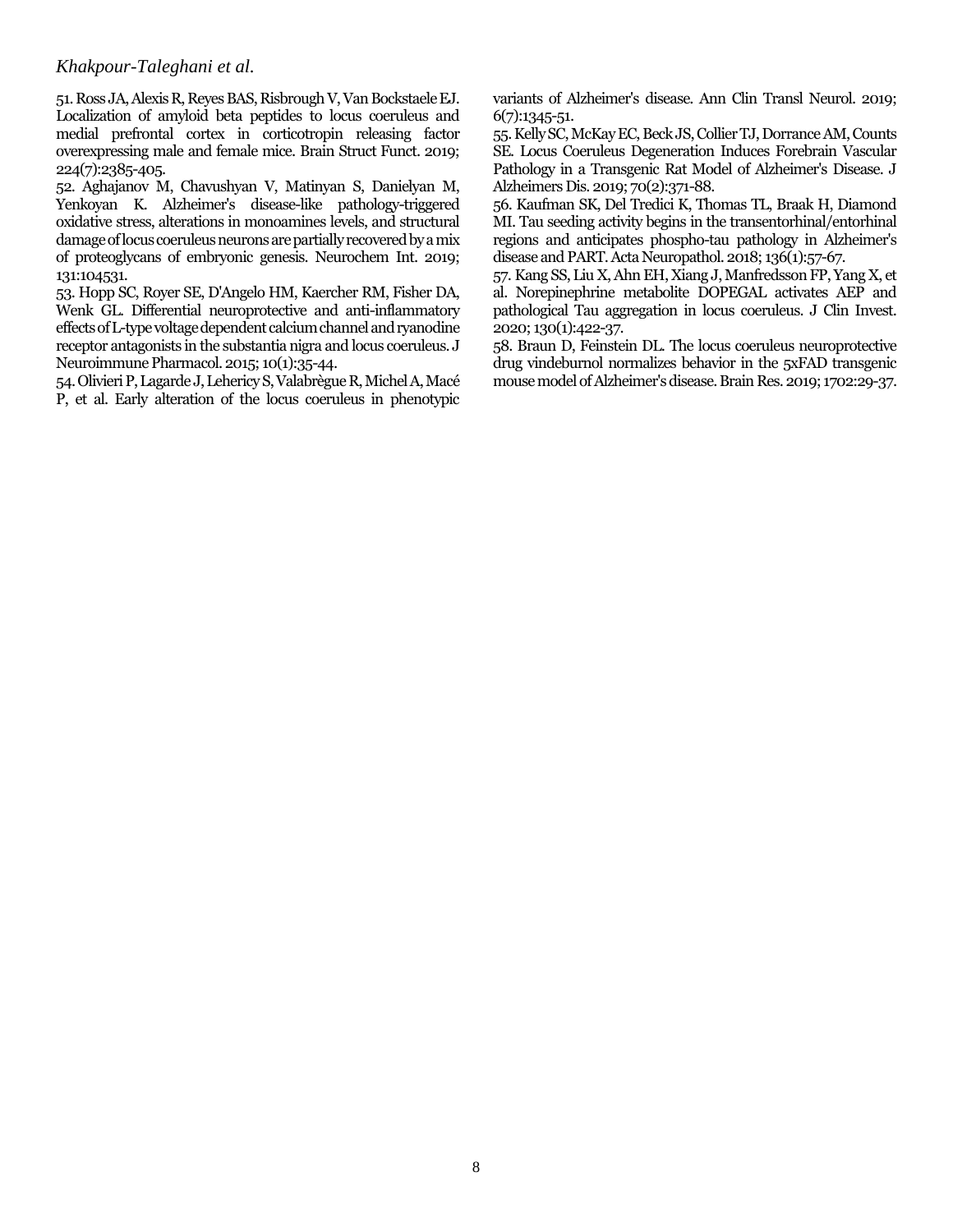51. Ross JA, Alexis R, Reyes BAS, Risbrough V, Van Bockstaele EJ. Localization of amyloid beta peptides to locus coeruleus and medial prefrontal cortex in corticotropin releasing factor overexpressing male and female mice. Brain Struct Funct. 2019; 224(7):2385-405.

52. Aghajanov M, Chavushyan V, Matinyan S, Danielyan M, Yenkoyan K. Alzheimer's disease-like pathology-triggered oxidative stress, alterations in monoamines levels, and structural damage of locus coeruleus neurons are partially recovered by a mix of proteoglycans of embryonic genesis. Neurochem Int. 2019; 131:104531.

53. Hopp SC, Royer SE, D'Angelo HM, Kaercher RM, Fisher DA, Wenk GL. Differential neuroprotective and anti-inflammatory effects of L-type voltage dependent calcium channel and ryanodine receptor antagonists in the substantia nigra and locus coeruleus. J Neuroimmune Pharmacol. 2015; 10(1):35-44.

54. Olivieri P, Lagarde J, Lehericy S, Valabrègue R, Michel A, Macé P, et al. Early alteration of the locus coeruleus in phenotypic variants of Alzheimer's disease. Ann Clin Transl Neurol. 2019; 6(7):1345-51.

55. Kelly SC, McKay EC, Beck JS, Collier TJ, Dorrance AM, Counts SE. Locus Coeruleus Degeneration Induces Forebrain Vascular Pathology in a Transgenic Rat Model of Alzheimer's Disease. J Alzheimers Dis. 2019; 70(2):371-88.

56. Kaufman SK, Del Tredici K, Thomas TL, Braak H, Diamond MI. Tau seeding activity begins in the transentorhinal/entorhinal regions and anticipates phospho-tau pathology in Alzheimer's disease and PART. Acta Neuropathol. 2018; 136(1):57-67.

57. Kang SS, Liu X, Ahn EH, Xiang J, Manfredsson FP, Yang X, et al. Norepinephrine metabolite DOPEGAL activates AEP and pathological Tau aggregation in locus coeruleus. J Clin Invest. 2020; 130(1):422-37.

58. Braun D, Feinstein DL. The locus coeruleus neuroprotective drug vindeburnol normalizes behavior in the 5xFAD transgenic mouse model of Alzheimer's disease. Brain Res. 2019; 1702:29-37.